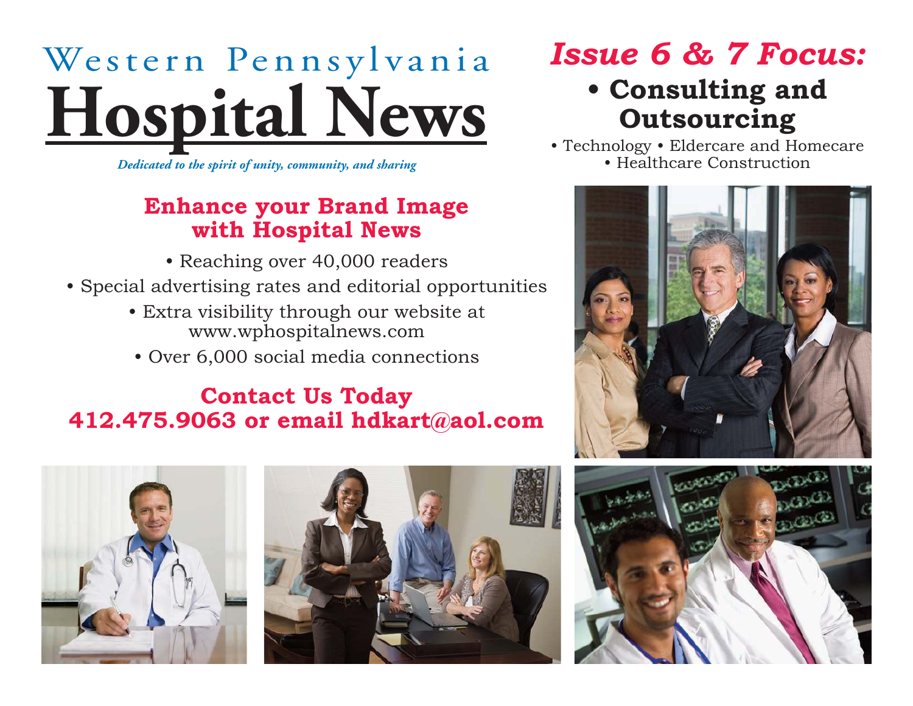# Western Pennsylvania Hospital News

*Dedicated to the spirit of unity, community, and sharing*

## Issue 6 & 7 Focus:

### • Consulting and Outsourcing

• Technology • Eldercare and Homecare • Healthcare Construction

## Enhance your Brand Image with Hospital News

- Reaching over 40,000 readers
- Special advertising rates and editorial opportunities
- Extra visibility through our website at www.wphospitalnews.com
- Over 6,000 social media connections

## Contact Us Today
## 412.475.9063 or email hdkart@aol.com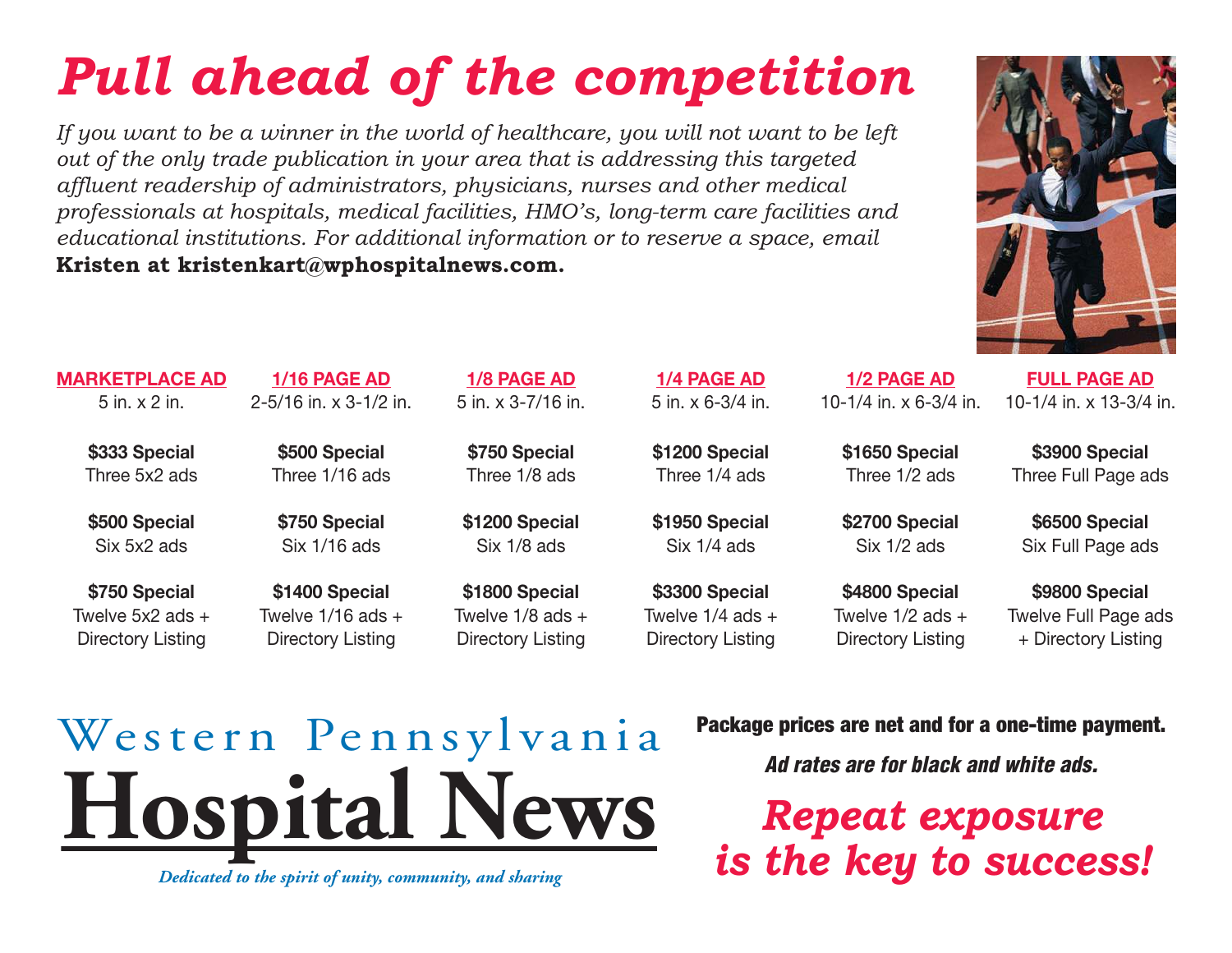# Pull ahead of the competition

*If you want to be a winner in the world of healthcare, you will not want to be left out of the only trade publication in your area that is addressing this targeted affluent readership of administrators, physicians, nurses and other medical professionals at hospitals, medical facilities, HMO's, long-term care facilities and educational institutions. For additional information or to reserve a space, email* **Kristen at kristenkart@wphospitalnews.com.**

| MARKETPLACE AD | 1/16 PAGE AD | 1/8 PAGE AD | 1/4 PAGE AD | 1/2 PAGE AD | FULL PAGE AD |
|---|---|---|---|---|---|
| 5 in. x 2 in. | 2-5/16 in. x 3-1/2 in. | 5 in. x 3-7/16 in. | 5 in. x 6-3/4 in. | 10-1/4 in. x 6-3/4 in. | 10-1/4 in. x 13-3/4 in. |
| **$333 Special** Three 5x2 ads | **$500 Special** Three 1/16 ads | **$750 Special** Three 1/8 ads | **$1200 Special** Three 1/4 ads | **$1650 Special** Three 1/2 ads | **$3900 Special** Three Full Page ads |
| **$500 Special** Six 5x2 ads | **$750 Special** Six 1/16 ads | **$1200 Special** Six 1/8 ads | **$1950 Special** Six 1/4 ads | **$2700 Special** Six 1/2 ads | **$6500 Special** Six Full Page ads |
| **$750 Special** Twelve 5x2 ads + Directory Listing | **$1400 Special** Twelve 1/16 ads + Directory Listing | **$1800 Special** Twelve 1/8 ads + Directory Listing | **$3300 Special** Twelve 1/4 ads + Directory Listing | **$4800 Special** Twelve 1/2 ads + Directory Listing | **$9800 Special** Twelve Full Page ads + Directory Listing |

Western Pennsylvania
**Hospital News**

*Dedicated to the spirit of unity, community, and sharing*

**Package prices are net and for a one-time payment.**

***Ad rates are for black and white ads.***

***Repeat exposure is the key to success!***